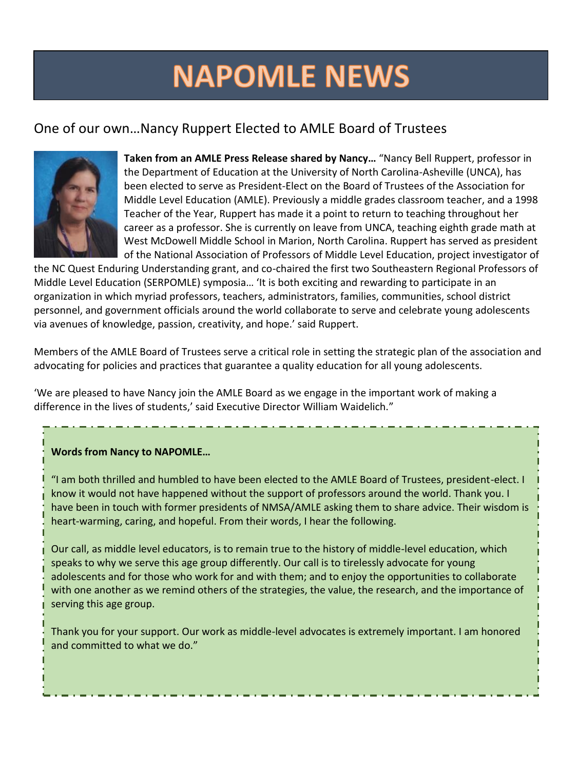# NAPOMLE NEWS

## One of our own…Nancy Ruppert Elected to AMLE Board of Trustees

**Taken from an AMLE Press Release shared by Nancy…** "Nancy Bell Ruppert, professor in the Department of Education at the University of North Carolina-Asheville (UNCA), has been elected to serve as President-Elect on the Board of Trustees of the Association for Middle Level Education (AMLE). Previously a middle grades classroom teacher, and a 1998 Teacher of the Year, Ruppert has made it a point to return to teaching throughout her career as a professor. She is currently on leave from UNCA, teaching eighth grade math at West McDowell Middle School in Marion, North Carolina. Ruppert has served as president of the National Association of Professors of Middle Level Education, project investigator of the NC Quest Enduring Understanding grant, and co-chaired the first two Southeastern Regional Professors of Middle Level Education (SERPOMLE) symposia… 'It is both exciting and rewarding to participate in an organization in which myriad professors, teachers, administrators, families, communities, school district personnel, and government officials around the world collaborate to serve and celebrate young adolescents via avenues of knowledge, passion, creativity, and hope.' said Ruppert.

Members of the AMLE Board of Trustees serve a critical role in setting the strategic plan of the association and advocating for policies and practices that guarantee a quality education for all young adolescents.

'We are pleased to have Nancy join the AMLE Board as we engage in the important work of making a difference in the lives of students,' said Executive Director William Waidelich."

**Words from Nancy to NAPOMLE…**

"I am both thrilled and humbled to have been elected to the AMLE Board of Trustees, president-elect. I know it would not have happened without the support of professors around the world. Thank you. I have been in touch with former presidents of NMSA/AMLE asking them to share advice. Their wisdom is heart-warming, caring, and hopeful. From their words, I hear the following.

Our call, as middle level educators, is to remain true to the history of middle-level education, which speaks to why we serve this age group differently. Our call is to tirelessly advocate for young adolescents and for those who work for and with them; and to enjoy the opportunities to collaborate with one another as we remind others of the strategies, the value, the research, and the importance of serving this age group.

Thank you for your support. Our work as middle-level advocates is extremely important. I am honored and committed to what we do."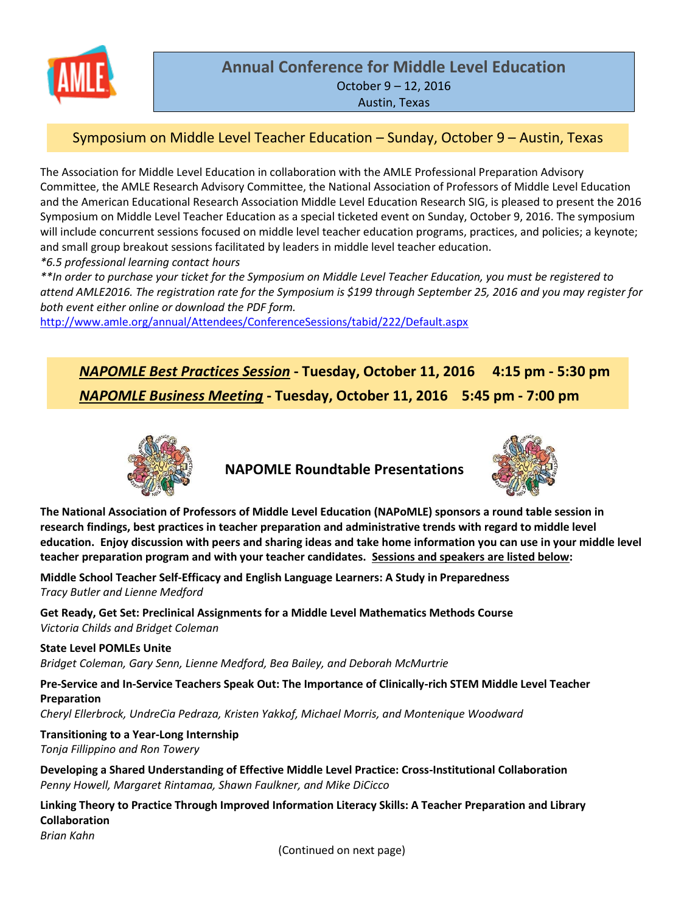# Annual Conference for Middle Level Education

October 9 – 12, 2016
Austin, Texas

## Symposium on Middle Level Teacher Education – Sunday, October 9 – Austin, Texas

The Association for Middle Level Education in collaboration with the AMLE Professional Preparation Advisory Committee, the AMLE Research Advisory Committee, the National Association of Professors of Middle Level Education and the American Educational Research Association Middle Level Education Research SIG, is pleased to present the 2016 Symposium on Middle Level Teacher Education as a special ticketed event on Sunday, October 9, 2016. The symposium will include concurrent sessions focused on middle level teacher education programs, practices, and policies; a keynote; and small group breakout sessions facilitated by leaders in middle level teacher education.

*\*6.5 professional learning contact hours*

*\*\*In order to purchase your ticket for the Symposium on Middle Level Teacher Education, you must be registered to attend AMLE2016. The registration rate for the Symposium is $199 through September 25, 2016 and you may register for both event either online or download the PDF form.*

http://www.amle.org/annual/Attendees/ConferenceSessions/tabid/222/Default.aspx

## ***NAPOMLE Best Practices Session*** - Tuesday, October 11, 2016 4:15 pm - 5:30 pm

## ***NAPOMLE Business Meeting*** - Tuesday, October 11, 2016 5:45 pm - 7:00 pm

### NAPOMLE Roundtable Presentations

**The National Association of Professors of Middle Level Education (NAPoMLE) sponsors a round table session in research findings, best practices in teacher preparation and administrative trends with regard to middle level education. Enjoy discussion with peers and sharing ideas and take home information you can use in your middle level teacher preparation program and with your teacher candidates. Sessions and speakers are listed below:**

**Middle School Teacher Self-Efficacy and English Language Learners: A Study in Preparedness**
*Tracy Butler and Lienne Medford*

**Get Ready, Get Set: Preclinical Assignments for a Middle Level Mathematics Methods Course**
*Victoria Childs and Bridget Coleman*

**State Level POMLEs Unite**
*Bridget Coleman, Gary Senn, Lienne Medford, Bea Bailey, and Deborah McMurtrie*

**Pre-Service and In-Service Teachers Speak Out: The Importance of Clinically-rich STEM Middle Level Teacher Preparation**
*Cheryl Ellerbrock, UndreCia Pedraza, Kristen Yakkof, Michael Morris, and Montenique Woodward*

**Transitioning to a Year-Long Internship**
*Tonja Fillippino and Ron Towery*

**Developing a Shared Understanding of Effective Middle Level Practice: Cross-Institutional Collaboration**
*Penny Howell, Margaret Rintamaa, Shawn Faulkner, and Mike DiCicco*

**Linking Theory to Practice Through Improved Information Literacy Skills: A Teacher Preparation and Library Collaboration**
*Brian Kahn*

(Continued on next page)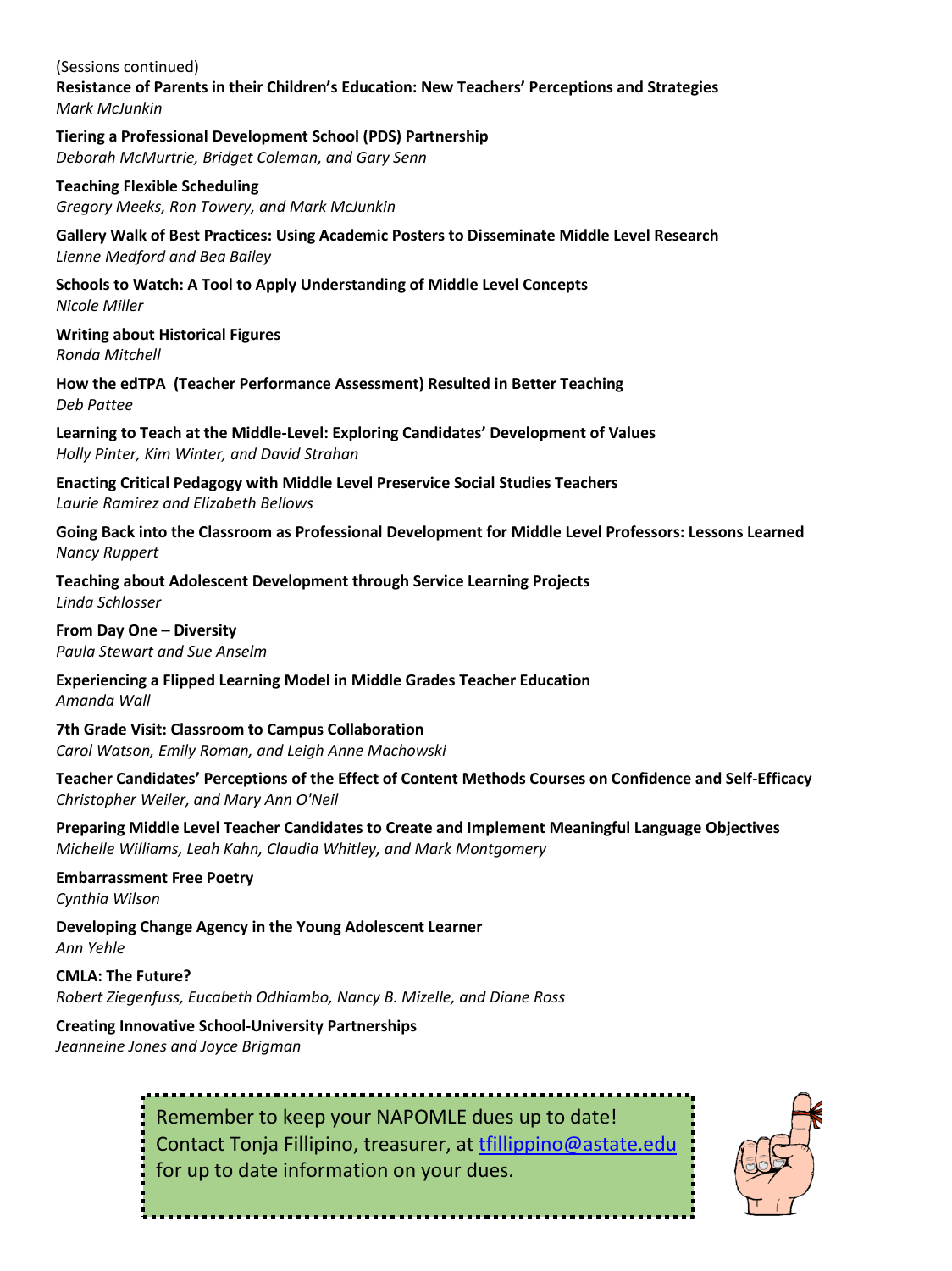(Sessions continued)

**Resistance of Parents in their Children's Education: New Teachers' Perceptions and Strategies**
*Mark McJunkin*

**Tiering a Professional Development School (PDS) Partnership**
*Deborah McMurtrie, Bridget Coleman, and Gary Senn*

**Teaching Flexible Scheduling**
*Gregory Meeks, Ron Towery, and Mark McJunkin*

**Gallery Walk of Best Practices: Using Academic Posters to Disseminate Middle Level Research**
*Lienne Medford and Bea Bailey*

**Schools to Watch: A Tool to Apply Understanding of Middle Level Concepts**
*Nicole Miller*

**Writing about Historical Figures**
*Ronda Mitchell*

**How the edTPA (Teacher Performance Assessment) Resulted in Better Teaching**
*Deb Pattee*

**Learning to Teach at the Middle-Level: Exploring Candidates' Development of Values**
*Holly Pinter, Kim Winter, and David Strahan*

**Enacting Critical Pedagogy with Middle Level Preservice Social Studies Teachers**
*Laurie Ramirez and Elizabeth Bellows*

**Going Back into the Classroom as Professional Development for Middle Level Professors: Lessons Learned**
*Nancy Ruppert*

**Teaching about Adolescent Development through Service Learning Projects**
*Linda Schlosser*

**From Day One – Diversity**
*Paula Stewart and Sue Anselm*

**Experiencing a Flipped Learning Model in Middle Grades Teacher Education**
*Amanda Wall*

**7th Grade Visit: Classroom to Campus Collaboration**
*Carol Watson, Emily Roman, and Leigh Anne Machowski*

**Teacher Candidates' Perceptions of the Effect of Content Methods Courses on Confidence and Self-Efficacy**
*Christopher Weiler, and Mary Ann O'Neil*

**Preparing Middle Level Teacher Candidates to Create and Implement Meaningful Language Objectives**
*Michelle Williams, Leah Kahn, Claudia Whitley, and Mark Montgomery*

**Embarrassment Free Poetry**
*Cynthia Wilson*

**Developing Change Agency in the Young Adolescent Learner**
*Ann Yehle*

**CMLA: The Future?**
*Robert Ziegenfuss, Eucabeth Odhiambo, Nancy B. Mizelle, and Diane Ross*

**Creating Innovative School-University Partnerships**
*Jeanneine Jones and Joyce Brigman*

Remember to keep your NAPOMLE dues up to date! Contact Tonja Fillipino, treasurer, at [tfillippino@astate.edu](mailto:tfillippino@astate.edu) for up to date information on your dues.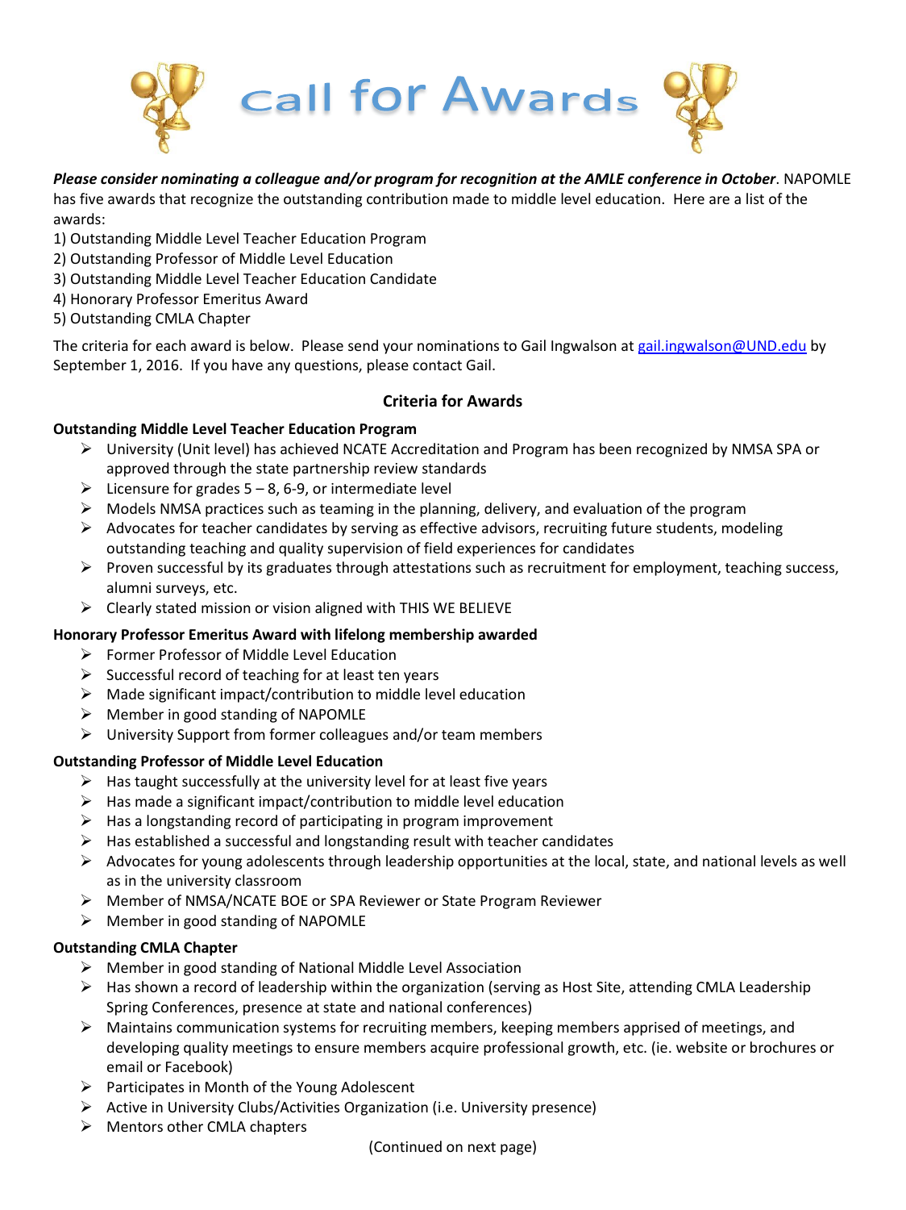# Call for Awards

***Please consider nominating a colleague and/or program for recognition at the AMLE conference in October***. NAPOMLE has five awards that recognize the outstanding contribution made to middle level education. Here are a list of the awards:

1) Outstanding Middle Level Teacher Education Program
2) Outstanding Professor of Middle Level Education
3) Outstanding Middle Level Teacher Education Candidate
4) Honorary Professor Emeritus Award
5) Outstanding CMLA Chapter

The criteria for each award is below. Please send your nominations to Gail Ingwalson at gail.ingwalson@UND.edu by September 1, 2016. If you have any questions, please contact Gail.

## Criteria for Awards

**Outstanding Middle Level Teacher Education Program**

- University (Unit level) has achieved NCATE Accreditation and Program has been recognized by NMSA SPA or approved through the state partnership review standards
- Licensure for grades 5 – 8, 6-9, or intermediate level
- Models NMSA practices such as teaming in the planning, delivery, and evaluation of the program
- Advocates for teacher candidates by serving as effective advisors, recruiting future students, modeling outstanding teaching and quality supervision of field experiences for candidates
- Proven successful by its graduates through attestations such as recruitment for employment, teaching success, alumni surveys, etc.
- Clearly stated mission or vision aligned with THIS WE BELIEVE

**Honorary Professor Emeritus Award with lifelong membership awarded**

- Former Professor of Middle Level Education
- Successful record of teaching for at least ten years
- Made significant impact/contribution to middle level education
- Member in good standing of NAPOMLE
- University Support from former colleagues and/or team members

**Outstanding Professor of Middle Level Education**

- Has taught successfully at the university level for at least five years
- Has made a significant impact/contribution to middle level education
- Has a longstanding record of participating in program improvement
- Has established a successful and longstanding result with teacher candidates
- Advocates for young adolescents through leadership opportunities at the local, state, and national levels as well as in the university classroom
- Member of NMSA/NCATE BOE or SPA Reviewer or State Program Reviewer
- Member in good standing of NAPOMLE

**Outstanding CMLA Chapter**

- Member in good standing of National Middle Level Association
- Has shown a record of leadership within the organization (serving as Host Site, attending CMLA Leadership Spring Conferences, presence at state and national conferences)
- Maintains communication systems for recruiting members, keeping members apprised of meetings, and developing quality meetings to ensure members acquire professional growth, etc. (ie. website or brochures or email or Facebook)
- Participates in Month of the Young Adolescent
- Active in University Clubs/Activities Organization (i.e. University presence)
- Mentors other CMLA chapters

(Continued on next page)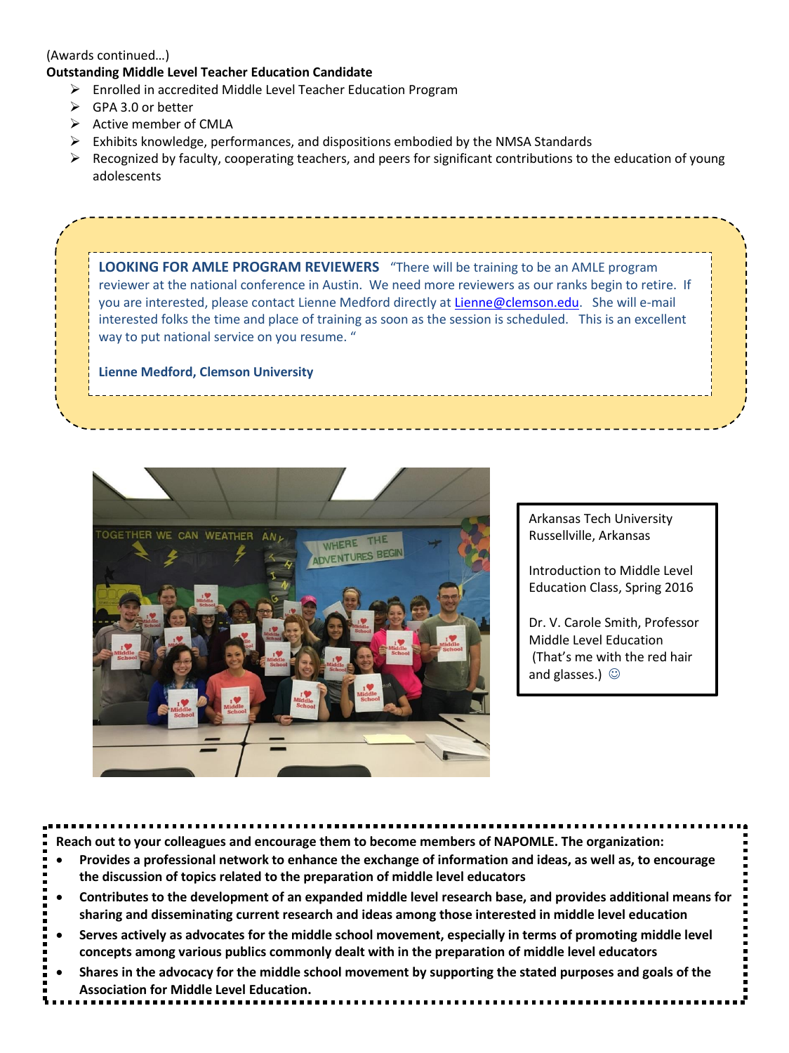(Awards continued…)

**Outstanding Middle Level Teacher Education Candidate**

- Enrolled in accredited Middle Level Teacher Education Program
- GPA 3.0 or better
- Active member of CMLA
- Exhibits knowledge, performances, and dispositions embodied by the NMSA Standards
- Recognized by faculty, cooperating teachers, and peers for significant contributions to the education of young adolescents

**LOOKING FOR AMLE PROGRAM REVIEWERS** "There will be training to be an AMLE program reviewer at the national conference in Austin. We need more reviewers as our ranks begin to retire. If you are interested, please contact Lienne Medford directly at Lienne@clemson.edu. She will e-mail interested folks the time and place of training as soon as the session is scheduled. This is an excellent way to put national service on you resume. "

**Lienne Medford, Clemson University**

Arkansas Tech University
Russellville, Arkansas

Introduction to Middle Level Education Class, Spring 2016

Dr. V. Carole Smith, Professor
Middle Level Education
(That's me with the red hair and glasses.) ☺

**Reach out to your colleagues and encourage them to become members of NAPOMLE. The organization:**

- **Provides a professional network to enhance the exchange of information and ideas, as well as, to encourage the discussion of topics related to the preparation of middle level educators**
- **Contributes to the development of an expanded middle level research base, and provides additional means for sharing and disseminating current research and ideas among those interested in middle level education**
- **Serves actively as advocates for the middle school movement, especially in terms of promoting middle level concepts among various publics commonly dealt with in the preparation of middle level educators**
- **Shares in the advocacy for the middle school movement by supporting the stated purposes and goals of the Association for Middle Level Education.**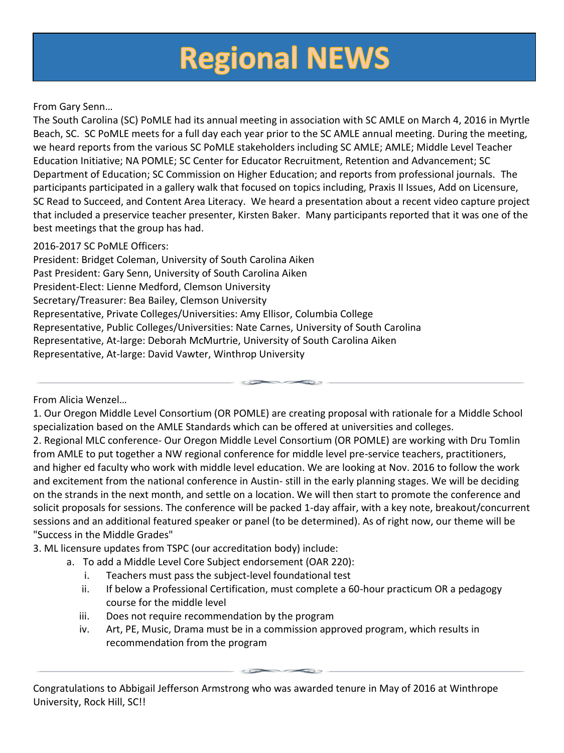# Regional NEWS

From Gary Senn…

The South Carolina (SC) PoMLE had its annual meeting in association with SC AMLE on March 4, 2016 in Myrtle Beach, SC. SC PoMLE meets for a full day each year prior to the SC AMLE annual meeting. During the meeting, we heard reports from the various SC PoMLE stakeholders including SC AMLE; AMLE; Middle Level Teacher Education Initiative; NA POMLE; SC Center for Educator Recruitment, Retention and Advancement; SC Department of Education; SC Commission on Higher Education; and reports from professional journals. The participants participated in a gallery walk that focused on topics including, Praxis II Issues, Add on Licensure, SC Read to Succeed, and Content Area Literacy. We heard a presentation about a recent video capture project that included a preservice teacher presenter, Kirsten Baker. Many participants reported that it was one of the best meetings that the group has had.

2016-2017 SC PoMLE Officers:

President: Bridget Coleman, University of South Carolina Aiken
Past President: Gary Senn, University of South Carolina Aiken
President-Elect: Lienne Medford, Clemson University
Secretary/Treasurer: Bea Bailey, Clemson University
Representative, Private Colleges/Universities: Amy Ellisor, Columbia College
Representative, Public Colleges/Universities: Nate Carnes, University of South Carolina
Representative, At-large: Deborah McMurtrie, University of South Carolina Aiken
Representative, At-large: David Vawter, Winthrop University

---

From Alicia Wenzel…

1. Our Oregon Middle Level Consortium (OR POMLE) are creating proposal with rationale for a Middle School specialization based on the AMLE Standards which can be offered at universities and colleges.
2. Regional MLC conference- Our Oregon Middle Level Consortium (OR POMLE) are working with Dru Tomlin from AMLE to put together a NW regional conference for middle level pre-service teachers, practitioners, and higher ed faculty who work with middle level education. We are looking at Nov. 2016 to follow the work and excitement from the national conference in Austin- still in the early planning stages. We will be deciding on the strands in the next month, and settle on a location. We will then start to promote the conference and solicit proposals for sessions. The conference will be packed 1-day affair, with a key note, breakout/concurrent sessions and an additional featured speaker or panel (to be determined). As of right now, our theme will be "Success in the Middle Grades"
3. ML licensure updates from TSPC (our accreditation body) include:
   a. To add a Middle Level Core Subject endorsement (OAR 220):
      i. Teachers must pass the subject-level foundational test
      ii. If below a Professional Certification, must complete a 60-hour practicum OR a pedagogy course for the middle level
      iii. Does not require recommendation by the program
      iv. Art, PE, Music, Drama must be in a commission approved program, which results in recommendation from the program

---

Congratulations to Abbigail Jefferson Armstrong who was awarded tenure in May of 2016 at Winthrope University, Rock Hill, SC!!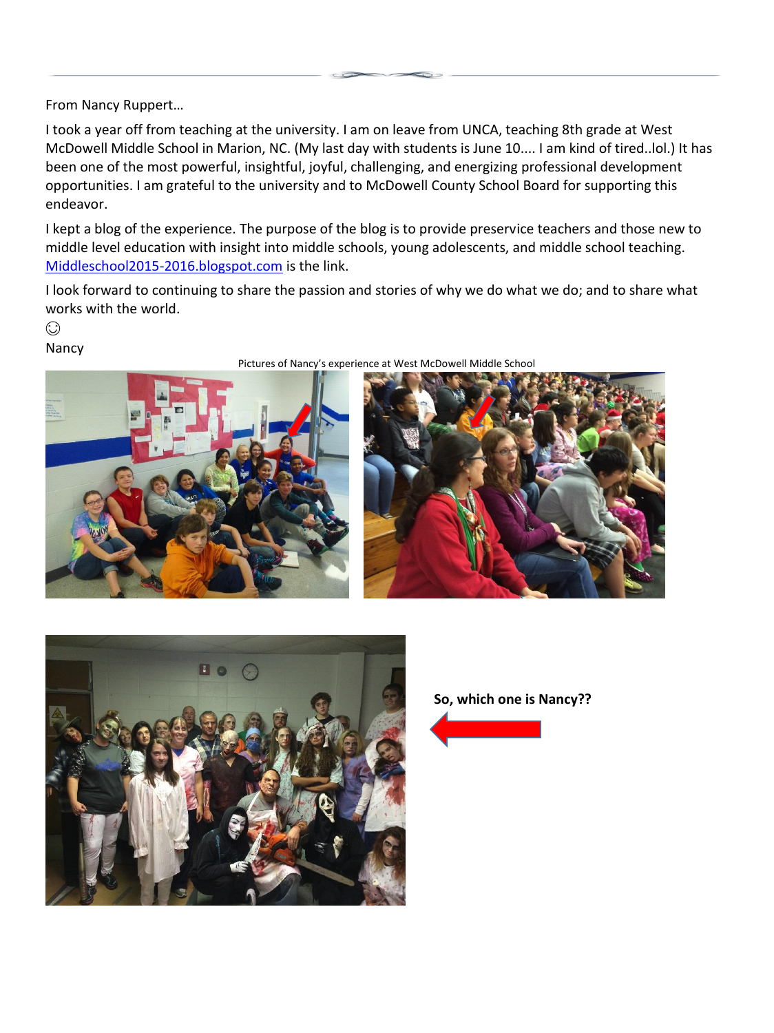From Nancy Ruppert…

I took a year off from teaching at the university. I am on leave from UNCA, teaching 8th grade at West McDowell Middle School in Marion, NC. (My last day with students is June 10.... I am kind of tired..lol.) It has been one of the most powerful, insightful, joyful, challenging, and energizing professional development opportunities. I am grateful to the university and to McDowell County School Board for supporting this endeavor.

I kept a blog of the experience. The purpose of the blog is to provide preservice teachers and those new to middle level education with insight into middle schools, young adolescents, and middle school teaching. [Middleschool2015-2016.blogspot.com](http://Middleschool2015-2016.blogspot.com) is the link.

I look forward to continuing to share the passion and stories of why we do what we do; and to share what works with the world.

☺

Nancy

Pictures of Nancy's experience at West McDowell Middle School

**So, which one is Nancy??**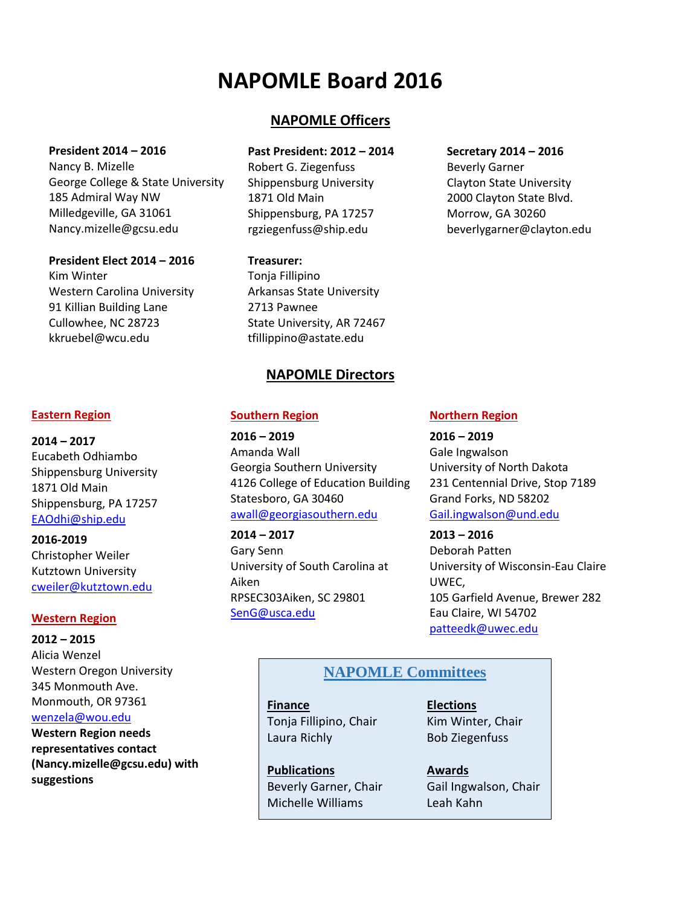# NAPOMLE Board 2016

## NAPOMLE Officers

**President 2014 – 2016**
Nancy B. Mizelle
George College & State University
185 Admiral Way NW
Milledgeville, GA 31061
Nancy.mizelle@gcsu.edu

**President Elect 2014 – 2016**
Kim Winter
Western Carolina University
91 Killian Building Lane
Cullowhee, NC 28723
kkruebel@wcu.edu

**Past President: 2012 – 2014**
Robert G. Ziegenfuss
Shippensburg University
1871 Old Main
Shippensburg, PA 17257
rgziegenfuss@ship.edu

**Treasurer:**
Tonja Fillipino
Arkansas State University
2713 Pawnee
State University, AR 72467
tfillippino@astate.edu

**Secretary 2014 – 2016**
Beverly Garner
Clayton State University
2000 Clayton State Blvd.
Morrow, GA 30260
beverlygarner@clayton.edu

## NAPOMLE Directors

### Eastern Region

**2014 – 2017**
Eucabeth Odhiambo
Shippensburg University
1871 Old Main
Shippensburg, PA 17257
EAOdhi@ship.edu

**2016-2019**
Christopher Weiler
Kutztown University
cweiler@kutztown.edu

### Western Region

**2012 – 2015**
Alicia Wenzel
Western Oregon University
345 Monmouth Ave.
Monmouth, OR 97361
wenzela@wou.edu

**Western Region needs representatives contact (Nancy.mizelle@gcsu.edu) with suggestions**

### Southern Region

**2016 – 2019**
Amanda Wall
Georgia Southern University
4126 College of Education Building
Statesboro, GA 30460
awall@georgiasouthern.edu

**2014 – 2017**
Gary Senn
University of South Carolina at Aiken
RPSEC303Aiken, SC 29801
SenG@usca.edu

### Northern Region

**2016 – 2019**
Gale Ingwalson
University of North Dakota
231 Centennial Drive, Stop 7189
Grand Forks, ND 58202
Gail.ingwalson@und.edu

**2013 – 2016**
Deborah Patten
University of Wisconsin-Eau Claire
UWEC,
105 Garfield Avenue, Brewer 282
Eau Claire, WI 54702
patteedk@uwec.edu

## NAPOMLE Committees

**Finance**
Tonja Fillipino, Chair
Laura Richly

**Elections**
Kim Winter, Chair
Bob Ziegenfuss

**Publications**
Beverly Garner, Chair
Michelle Williams

**Awards**
Gail Ingwalson, Chair
Leah Kahn